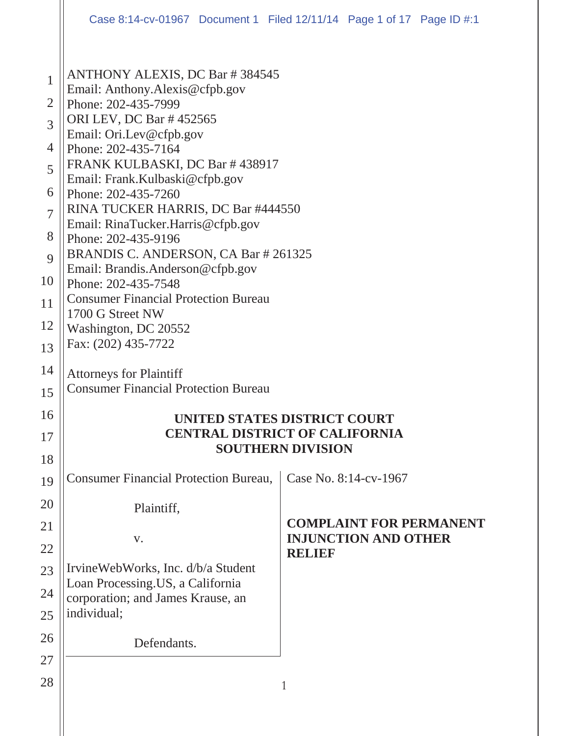ANTHONY ALEXIS, DC Bar # 384545
Email: Anthony.Alexis@cfpb.gov
Phone: 202-435-7999
ORI LEV, DC Bar # 452565
Email: Ori.Lev@cfpb.gov
Phone: 202-435-7164
FRANK KULBASKI, DC Bar # 438917
Email: Frank.Kulbaski@cfpb.gov
Phone: 202-435-7260
RINA TUCKER HARRIS, DC Bar #444550
Email: RinaTucker.Harris@cfpb.gov
Phone: 202-435-9196
BRANDIS C. ANDERSON, CA Bar # 261325
Email: Brandis.Anderson@cfpb.gov
Phone: 202-435-7548
Consumer Financial Protection Bureau
1700 G Street NW
Washington, DC 20552
Fax: (202) 435-7722

Attorneys for Plaintiff
Consumer Financial Protection Bureau

**UNITED STATES DISTRICT COURT**
**CENTRAL DISTRICT OF CALIFORNIA**
**SOUTHERN DIVISION**

| | |
|---|---|
| Consumer Financial Protection Bureau,<br><br>Plaintiff,<br><br>v.<br><br>IrvineWebWorks, Inc. d/b/a Student Loan Processing.US, a California corporation; and James Krause, an individual;<br><br>Defendants. | Case No. 8:14-cv-1967<br><br>**COMPLAINT FOR PERMANENT INJUNCTION AND OTHER RELIEF** |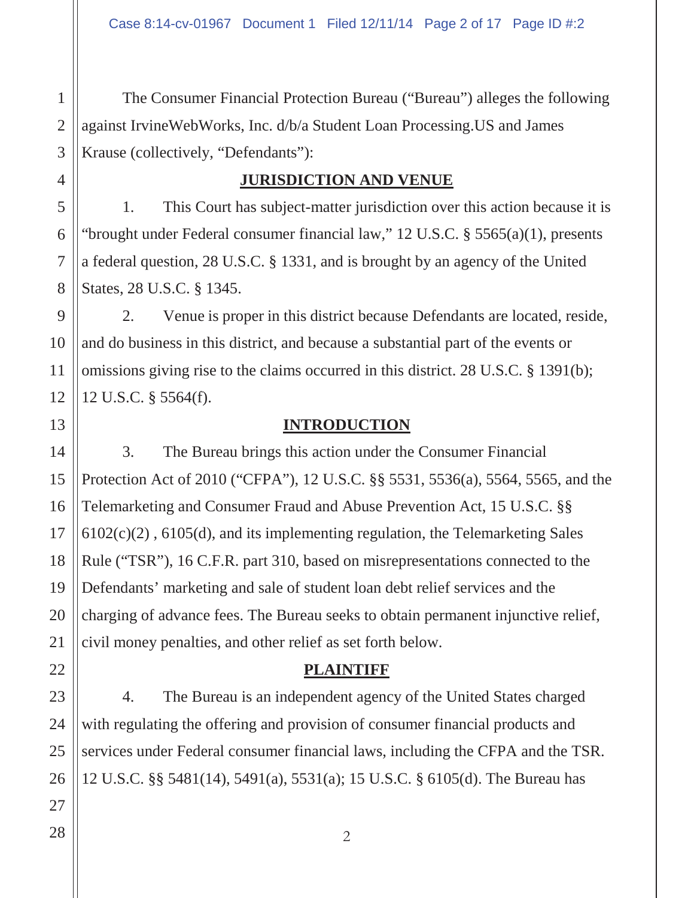The Consumer Financial Protection Bureau ("Bureau") alleges the following against IrvineWebWorks, Inc. d/b/a Student Loan Processing.US and James Krause (collectively, "Defendants"):

## JURISDICTION AND VENUE

1. This Court has subject-matter jurisdiction over this action because it is "brought under Federal consumer financial law," 12 U.S.C. § 5565(a)(1), presents a federal question, 28 U.S.C. § 1331, and is brought by an agency of the United States, 28 U.S.C. § 1345.

2. Venue is proper in this district because Defendants are located, reside, and do business in this district, and because a substantial part of the events or omissions giving rise to the claims occurred in this district. 28 U.S.C. § 1391(b); 12 U.S.C. § 5564(f).

## INTRODUCTION

3. The Bureau brings this action under the Consumer Financial Protection Act of 2010 ("CFPA"), 12 U.S.C. §§ 5531, 5536(a), 5564, 5565, and the Telemarketing and Consumer Fraud and Abuse Prevention Act, 15 U.S.C. §§ 6102(c)(2) , 6105(d), and its implementing regulation, the Telemarketing Sales Rule ("TSR"), 16 C.F.R. part 310, based on misrepresentations connected to the Defendants' marketing and sale of student loan debt relief services and the charging of advance fees. The Bureau seeks to obtain permanent injunctive relief, civil money penalties, and other relief as set forth below.

## PLAINTIFF

4. The Bureau is an independent agency of the United States charged with regulating the offering and provision of consumer financial products and services under Federal consumer financial laws, including the CFPA and the TSR. 12 U.S.C. §§ 5481(14), 5491(a), 5531(a); 15 U.S.C. § 6105(d). The Bureau has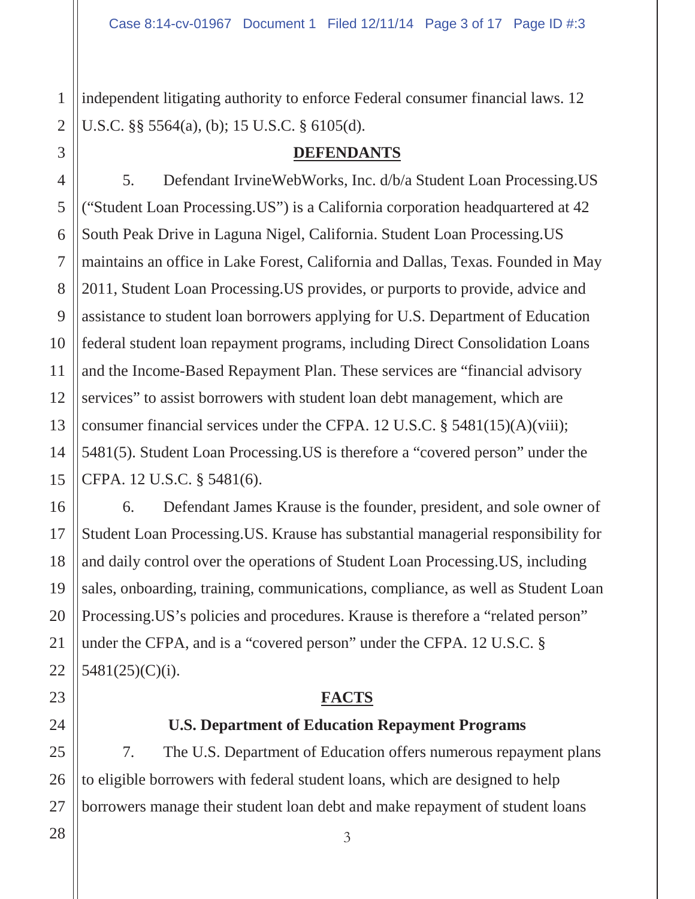independent litigating authority to enforce Federal consumer financial laws. 12 U.S.C. §§ 5564(a), (b); 15 U.S.C. § 6105(d).

## DEFENDANTS

5. Defendant IrvineWebWorks, Inc. d/b/a Student Loan Processing.US ("Student Loan Processing.US") is a California corporation headquartered at 42 South Peak Drive in Laguna Nigel, California. Student Loan Processing.US maintains an office in Lake Forest, California and Dallas, Texas. Founded in May 2011, Student Loan Processing.US provides, or purports to provide, advice and assistance to student loan borrowers applying for U.S. Department of Education federal student loan repayment programs, including Direct Consolidation Loans and the Income-Based Repayment Plan. These services are "financial advisory services" to assist borrowers with student loan debt management, which are consumer financial services under the CFPA. 12 U.S.C. § 5481(15)(A)(viii); 5481(5). Student Loan Processing.US is therefore a "covered person" under the CFPA. 12 U.S.C. § 5481(6).

6. Defendant James Krause is the founder, president, and sole owner of Student Loan Processing.US. Krause has substantial managerial responsibility for and daily control over the operations of Student Loan Processing.US, including sales, onboarding, training, communications, compliance, as well as Student Loan Processing.US's policies and procedures. Krause is therefore a "related person" under the CFPA, and is a "covered person" under the CFPA. 12 U.S.C. § 5481(25)(C)(i).

## FACTS

### U.S. Department of Education Repayment Programs

7. The U.S. Department of Education offers numerous repayment plans to eligible borrowers with federal student loans, which are designed to help borrowers manage their student loan debt and make repayment of student loans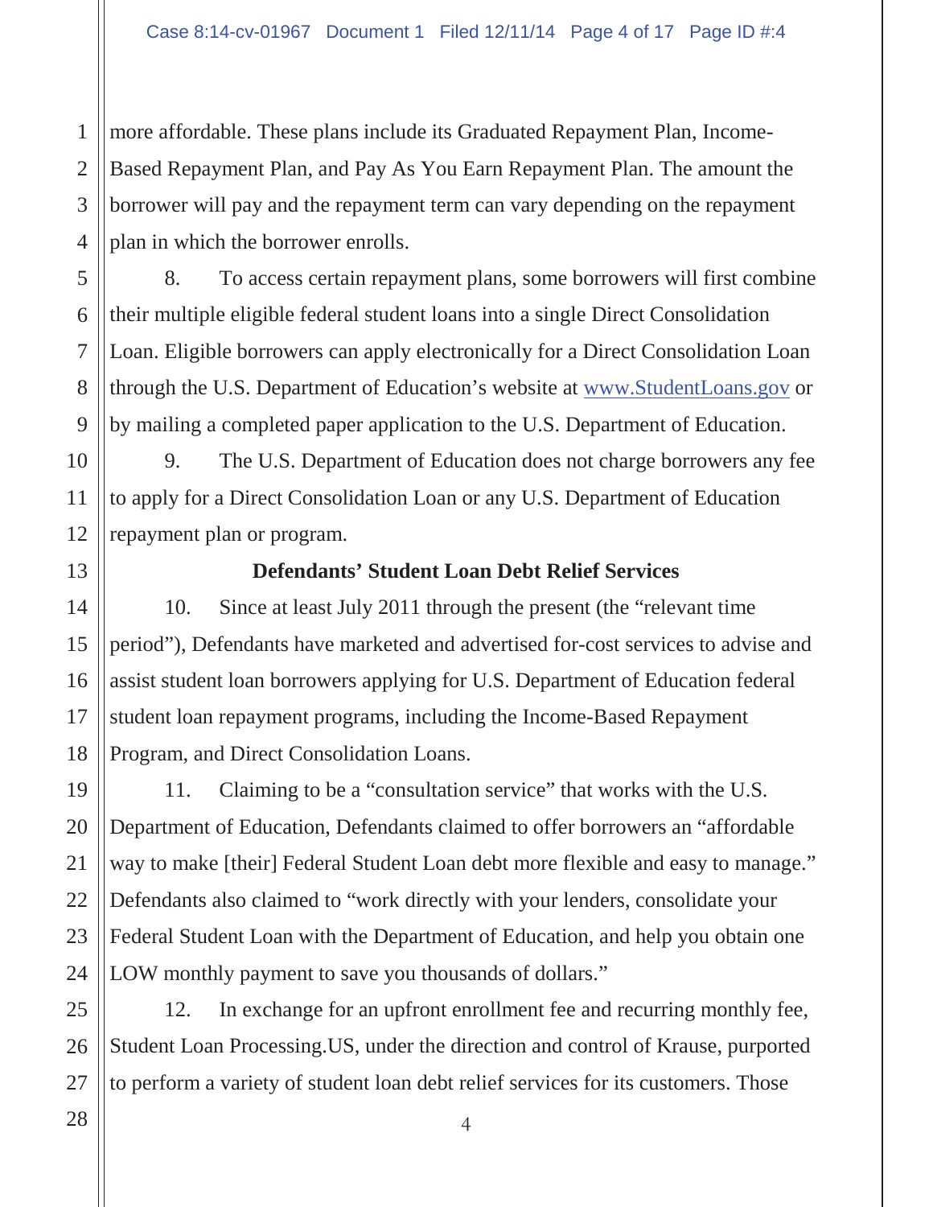more affordable. These plans include its Graduated Repayment Plan, Income-Based Repayment Plan, and Pay As You Earn Repayment Plan. The amount the borrower will pay and the repayment term can vary depending on the repayment plan in which the borrower enrolls.

8. To access certain repayment plans, some borrowers will first combine their multiple eligible federal student loans into a single Direct Consolidation Loan. Eligible borrowers can apply electronically for a Direct Consolidation Loan through the U.S. Department of Education's website at www.StudentLoans.gov or by mailing a completed paper application to the U.S. Department of Education.

9. The U.S. Department of Education does not charge borrowers any fee to apply for a Direct Consolidation Loan or any U.S. Department of Education repayment plan or program.

**Defendants' Student Loan Debt Relief Services**

10. Since at least July 2011 through the present (the "relevant time period"), Defendants have marketed and advertised for-cost services to advise and assist student loan borrowers applying for U.S. Department of Education federal student loan repayment programs, including the Income-Based Repayment Program, and Direct Consolidation Loans.

11. Claiming to be a "consultation service" that works with the U.S. Department of Education, Defendants claimed to offer borrowers an "affordable way to make [their] Federal Student Loan debt more flexible and easy to manage." Defendants also claimed to "work directly with your lenders, consolidate your Federal Student Loan with the Department of Education, and help you obtain one LOW monthly payment to save you thousands of dollars."

12. In exchange for an upfront enrollment fee and recurring monthly fee, Student Loan Processing.US, under the direction and control of Krause, purported to perform a variety of student loan debt relief services for its customers. Those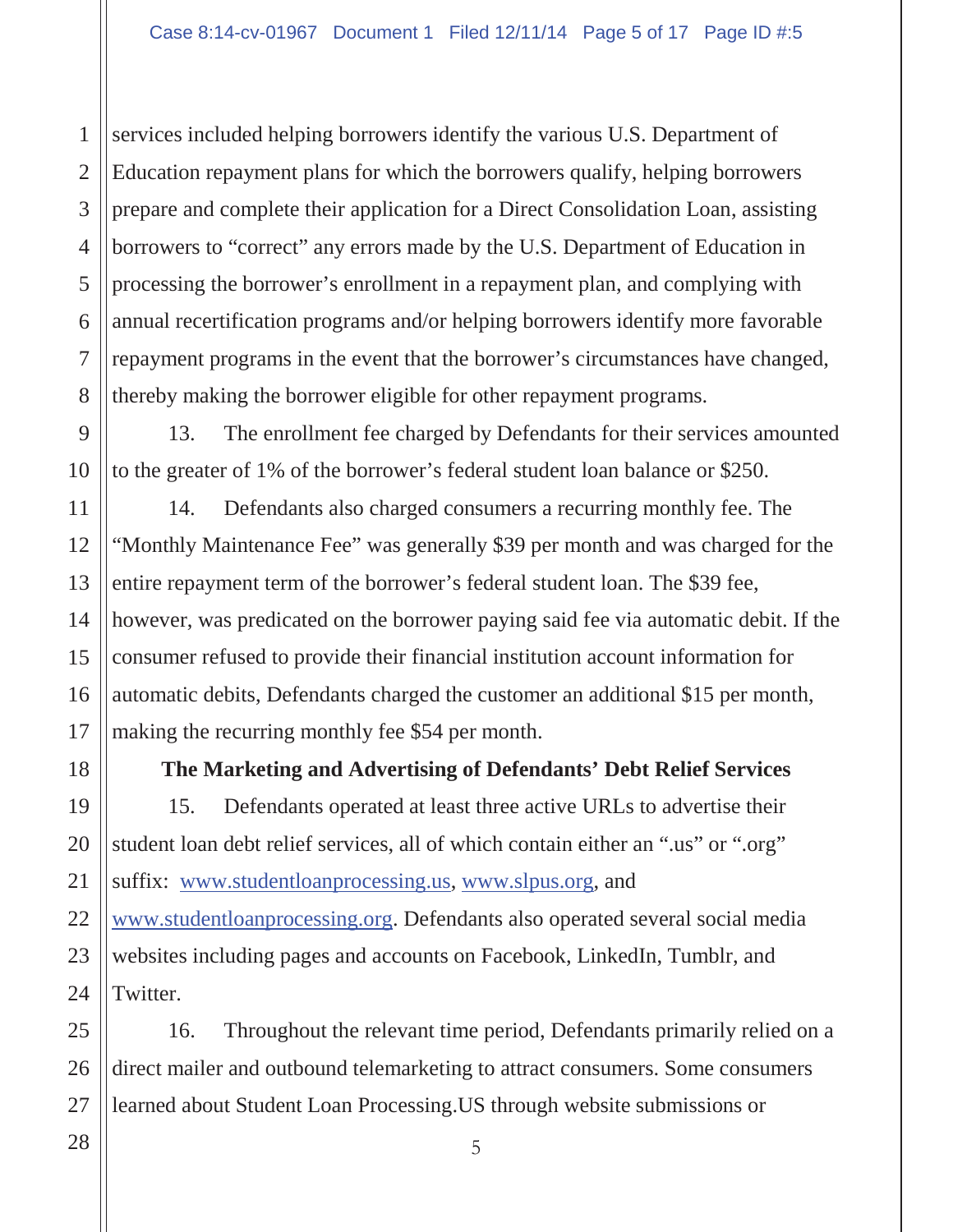services included helping borrowers identify the various U.S. Department of Education repayment plans for which the borrowers qualify, helping borrowers prepare and complete their application for a Direct Consolidation Loan, assisting borrowers to "correct" any errors made by the U.S. Department of Education in processing the borrower's enrollment in a repayment plan, and complying with annual recertification programs and/or helping borrowers identify more favorable repayment programs in the event that the borrower's circumstances have changed, thereby making the borrower eligible for other repayment programs.

13. The enrollment fee charged by Defendants for their services amounted to the greater of 1% of the borrower's federal student loan balance or $250.

14. Defendants also charged consumers a recurring monthly fee. The "Monthly Maintenance Fee" was generally $39 per month and was charged for the entire repayment term of the borrower's federal student loan. The $39 fee, however, was predicated on the borrower paying said fee via automatic debit. If the consumer refused to provide their financial institution account information for automatic debits, Defendants charged the customer an additional $15 per month, making the recurring monthly fee $54 per month.

**The Marketing and Advertising of Defendants' Debt Relief Services**

15. Defendants operated at least three active URLs to advertise their student loan debt relief services, all of which contain either an ".us" or ".org" suffix: www.studentloanprocessing.us, www.slpus.org, and www.studentloanprocessing.org. Defendants also operated several social media websites including pages and accounts on Facebook, LinkedIn, Tumblr, and Twitter.

16. Throughout the relevant time period, Defendants primarily relied on a direct mailer and outbound telemarketing to attract consumers. Some consumers learned about Student Loan Processing.US through website submissions or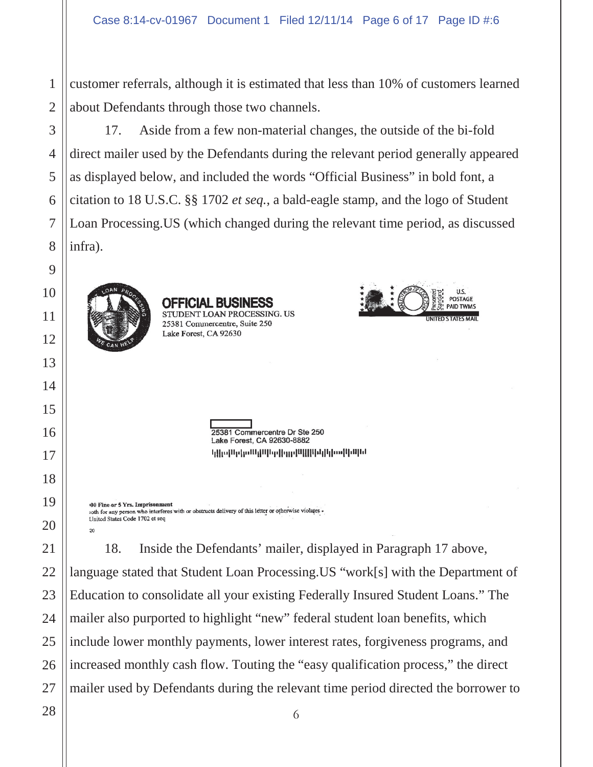customer referrals, although it is estimated that less than 10% of customers learned about Defendants through those two channels.

17. Aside from a few non-material changes, the outside of the bi-fold direct mailer used by the Defendants during the relevant period generally appeared as displayed below, and included the words "Official Business" in bold font, a citation to 18 U.S.C. §§ 1702 *et seq.*, a bald-eagle stamp, and the logo of Student Loan Processing.US (which changed during the relevant time period, as discussed infra).

STUDENT LOAN PROCESSING · WE CAN HELP

**OFFICIAL BUSINESS**
STUDENT LOAN PROCESSING. US
25381 Commercentre, Suite 250
Lake Forest, CA 92630

Presorted Standard U.S. POSTAGE PAID TWMS
UNITED STATES MAIL

25381 Commercentre Dr Ste 250
Lake Forest, CA 92630-8882

**00 Fine or 5 Yrs. Imprisonment**
oth for any person who interferes with or obstructs delivery of this letter or otherwise violates
United States Code 1702 et seq

20

18. Inside the Defendants' mailer, displayed in Paragraph 17 above, language stated that Student Loan Processing.US "work[s] with the Department of Education to consolidate all your existing Federally Insured Student Loans." The mailer also purported to highlight "new" federal student loan benefits, which include lower monthly payments, lower interest rates, forgiveness programs, and increased monthly cash flow. Touting the "easy qualification process," the direct mailer used by Defendants during the relevant time period directed the borrower to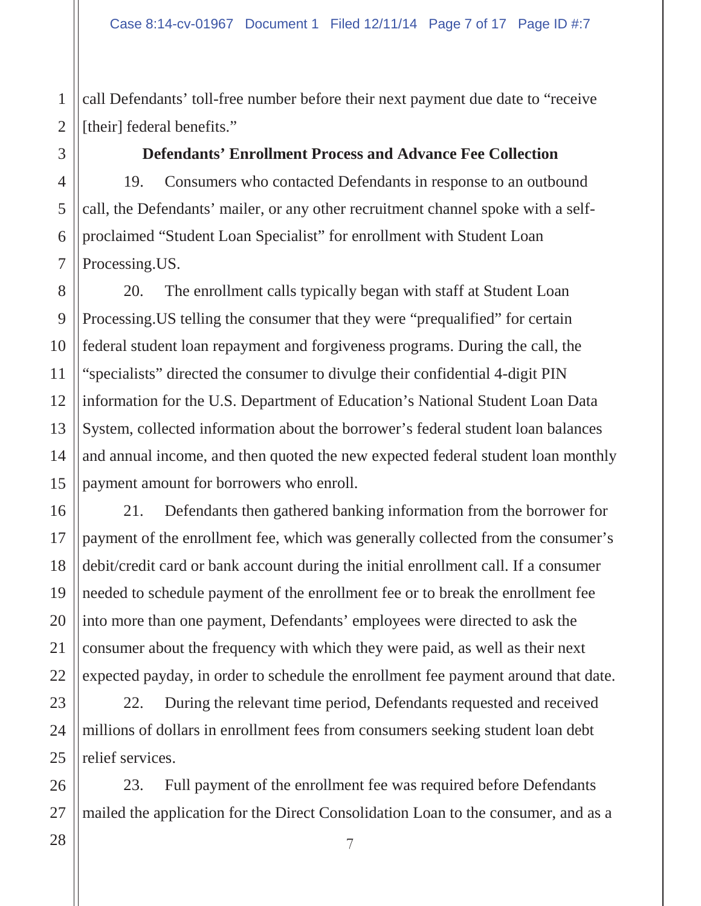call Defendants' toll-free number before their next payment due date to "receive [their] federal benefits."

**Defendants' Enrollment Process and Advance Fee Collection**

19. Consumers who contacted Defendants in response to an outbound call, the Defendants' mailer, or any other recruitment channel spoke with a self-proclaimed "Student Loan Specialist" for enrollment with Student Loan Processing.US.

20. The enrollment calls typically began with staff at Student Loan Processing.US telling the consumer that they were "prequalified" for certain federal student loan repayment and forgiveness programs. During the call, the "specialists" directed the consumer to divulge their confidential 4-digit PIN information for the U.S. Department of Education's National Student Loan Data System, collected information about the borrower's federal student loan balances and annual income, and then quoted the new expected federal student loan monthly payment amount for borrowers who enroll.

21. Defendants then gathered banking information from the borrower for payment of the enrollment fee, which was generally collected from the consumer's debit/credit card or bank account during the initial enrollment call. If a consumer needed to schedule payment of the enrollment fee or to break the enrollment fee into more than one payment, Defendants' employees were directed to ask the consumer about the frequency with which they were paid, as well as their next expected payday, in order to schedule the enrollment fee payment around that date.

22. During the relevant time period, Defendants requested and received millions of dollars in enrollment fees from consumers seeking student loan debt relief services.

23. Full payment of the enrollment fee was required before Defendants mailed the application for the Direct Consolidation Loan to the consumer, and as a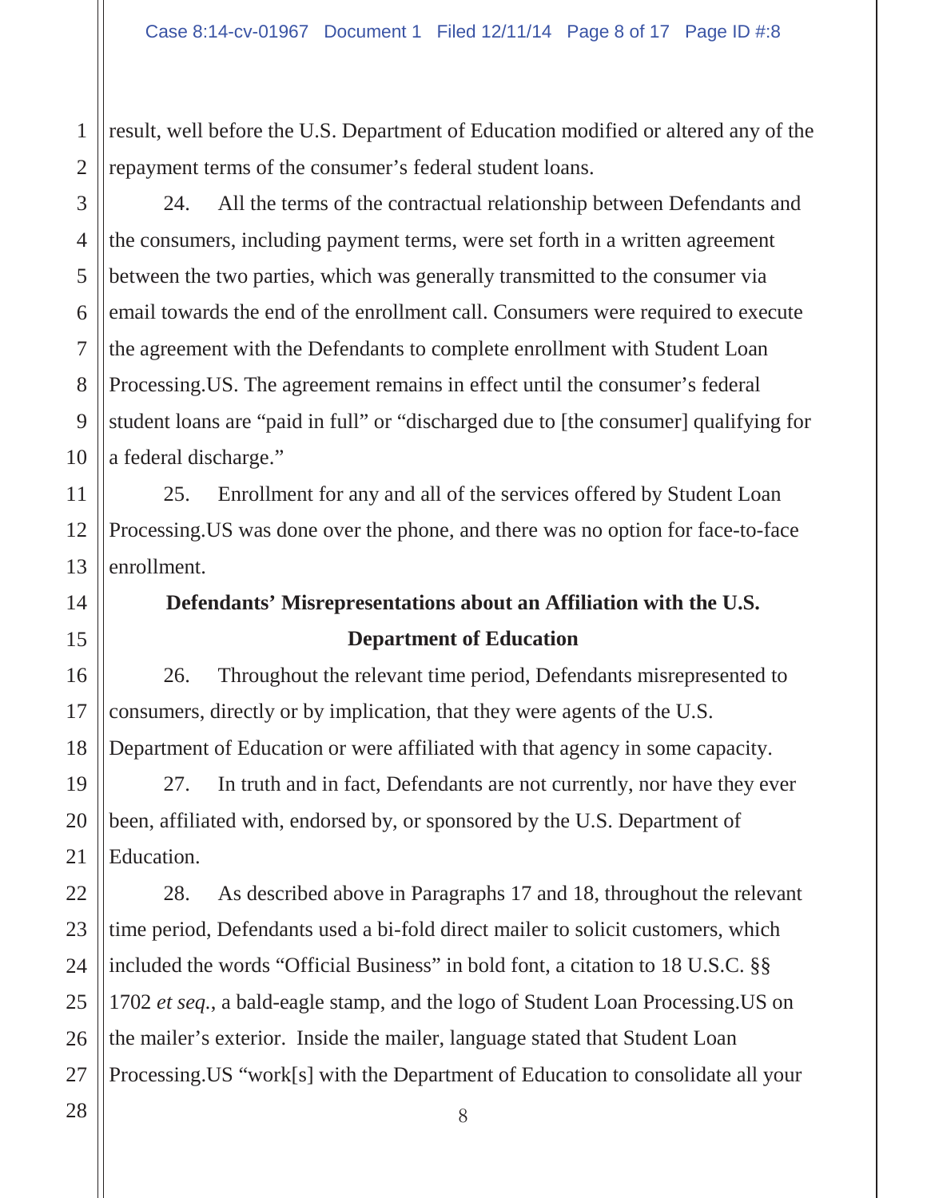result, well before the U.S. Department of Education modified or altered any of the repayment terms of the consumer's federal student loans.

24. All the terms of the contractual relationship between Defendants and the consumers, including payment terms, were set forth in a written agreement between the two parties, which was generally transmitted to the consumer via email towards the end of the enrollment call. Consumers were required to execute the agreement with the Defendants to complete enrollment with Student Loan Processing.US. The agreement remains in effect until the consumer's federal student loans are "paid in full" or "discharged due to [the consumer] qualifying for a federal discharge."

25. Enrollment for any and all of the services offered by Student Loan Processing.US was done over the phone, and there was no option for face-to-face enrollment.

**Defendants' Misrepresentations about an Affiliation with the U.S. Department of Education**

26. Throughout the relevant time period, Defendants misrepresented to consumers, directly or by implication, that they were agents of the U.S. Department of Education or were affiliated with that agency in some capacity.

27. In truth and in fact, Defendants are not currently, nor have they ever been, affiliated with, endorsed by, or sponsored by the U.S. Department of Education.

28. As described above in Paragraphs 17 and 18, throughout the relevant time period, Defendants used a bi-fold direct mailer to solicit customers, which included the words "Official Business" in bold font, a citation to 18 U.S.C. §§ 1702 *et seq.*, a bald-eagle stamp, and the logo of Student Loan Processing.US on the mailer's exterior. Inside the mailer, language stated that Student Loan Processing.US "work[s] with the Department of Education to consolidate all your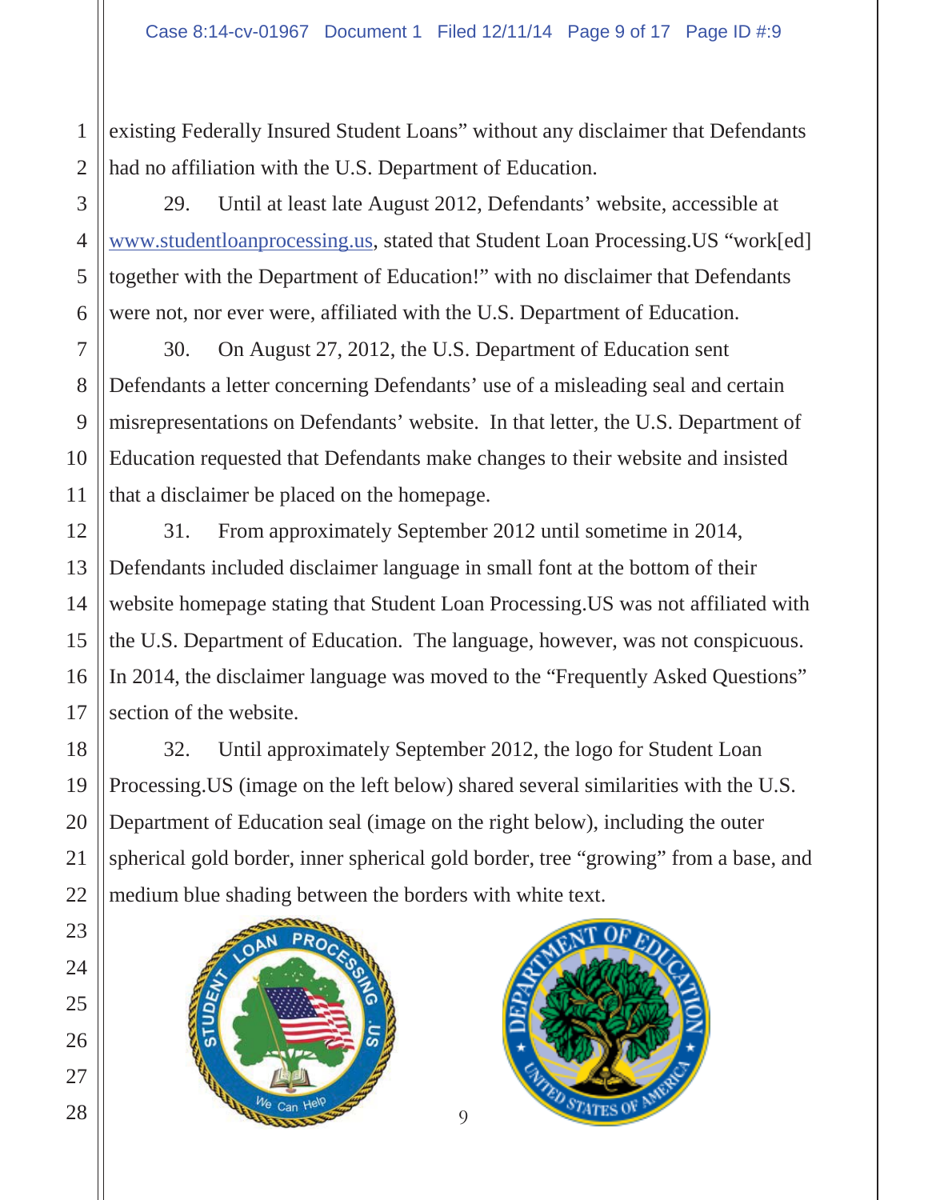existing Federally Insured Student Loans" without any disclaimer that Defendants had no affiliation with the U.S. Department of Education.

29. Until at least late August 2012, Defendants' website, accessible at www.studentloanprocessing.us, stated that Student Loan Processing.US "work[ed] together with the Department of Education!" with no disclaimer that Defendants were not, nor ever were, affiliated with the U.S. Department of Education.

30. On August 27, 2012, the U.S. Department of Education sent Defendants a letter concerning Defendants' use of a misleading seal and certain misrepresentations on Defendants' website. In that letter, the U.S. Department of Education requested that Defendants make changes to their website and insisted that a disclaimer be placed on the homepage.

31. From approximately September 2012 until sometime in 2014, Defendants included disclaimer language in small font at the bottom of their website homepage stating that Student Loan Processing.US was not affiliated with the U.S. Department of Education. The language, however, was not conspicuous. In 2014, the disclaimer language was moved to the "Frequently Asked Questions" section of the website.

32. Until approximately September 2012, the logo for Student Loan Processing.US (image on the left below) shared several similarities with the U.S. Department of Education seal (image on the right below), including the outer spherical gold border, inner spherical gold border, tree "growing" from a base, and medium blue shading between the borders with white text.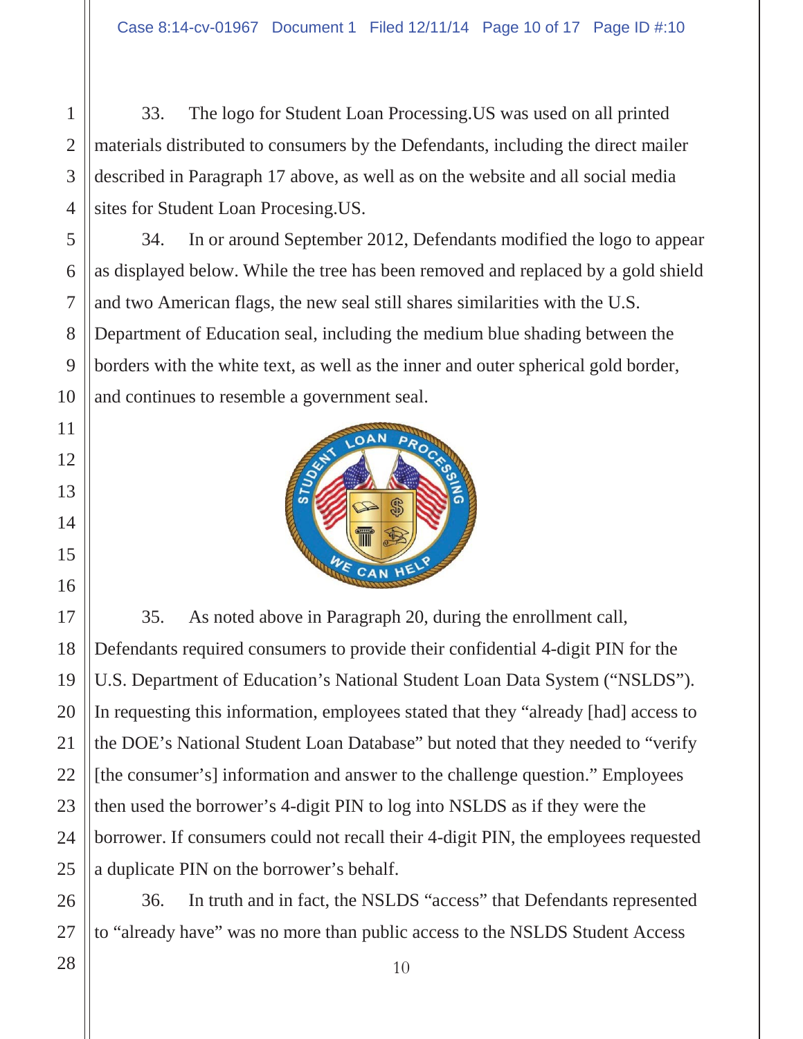33. The logo for Student Loan Processing.US was used on all printed materials distributed to consumers by the Defendants, including the direct mailer described in Paragraph 17 above, as well as on the website and all social media sites for Student Loan Procesing.US.

34. In or around September 2012, Defendants modified the logo to appear as displayed below. While the tree has been removed and replaced by a gold shield and two American flags, the new seal still shares similarities with the U.S. Department of Education seal, including the medium blue shading between the borders with the white text, as well as the inner and outer spherical gold border, and continues to resemble a government seal.

35. As noted above in Paragraph 20, during the enrollment call, Defendants required consumers to provide their confidential 4-digit PIN for the U.S. Department of Education's National Student Loan Data System ("NSLDS"). In requesting this information, employees stated that they "already [had] access to the DOE's National Student Loan Database" but noted that they needed to "verify [the consumer's] information and answer to the challenge question." Employees then used the borrower's 4-digit PIN to log into NSLDS as if they were the borrower. If consumers could not recall their 4-digit PIN, the employees requested a duplicate PIN on the borrower's behalf.

36. In truth and in fact, the NSLDS "access" that Defendants represented to "already have" was no more than public access to the NSLDS Student Access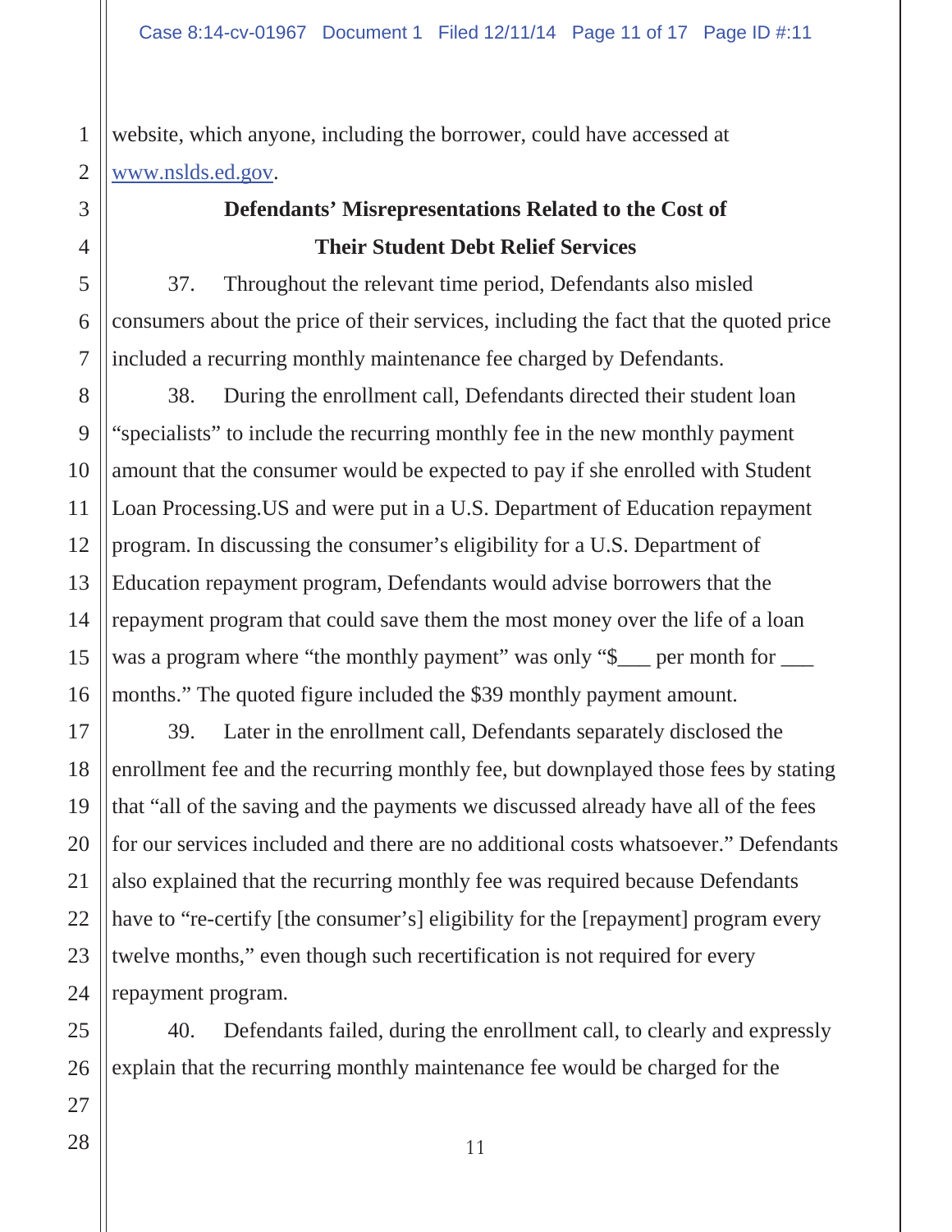website, which anyone, including the borrower, could have accessed at www.nslds.ed.gov.

**Defendants' Misrepresentations Related to the Cost of Their Student Debt Relief Services**

37. Throughout the relevant time period, Defendants also misled consumers about the price of their services, including the fact that the quoted price included a recurring monthly maintenance fee charged by Defendants.

38. During the enrollment call, Defendants directed their student loan "specialists" to include the recurring monthly fee in the new monthly payment amount that the consumer would be expected to pay if she enrolled with Student Loan Processing.US and were put in a U.S. Department of Education repayment program. In discussing the consumer's eligibility for a U.S. Department of Education repayment program, Defendants would advise borrowers that the repayment program that could save them the most money over the life of a loan was a program where "the monthly payment" was only "$___ per month for ___ months." The quoted figure included the $39 monthly payment amount.

39. Later in the enrollment call, Defendants separately disclosed the enrollment fee and the recurring monthly fee, but downplayed those fees by stating that "all of the saving and the payments we discussed already have all of the fees for our services included and there are no additional costs whatsoever." Defendants also explained that the recurring monthly fee was required because Defendants have to "re-certify [the consumer's] eligibility for the [repayment] program every twelve months," even though such recertification is not required for every repayment program.

40. Defendants failed, during the enrollment call, to clearly and expressly explain that the recurring monthly maintenance fee would be charged for the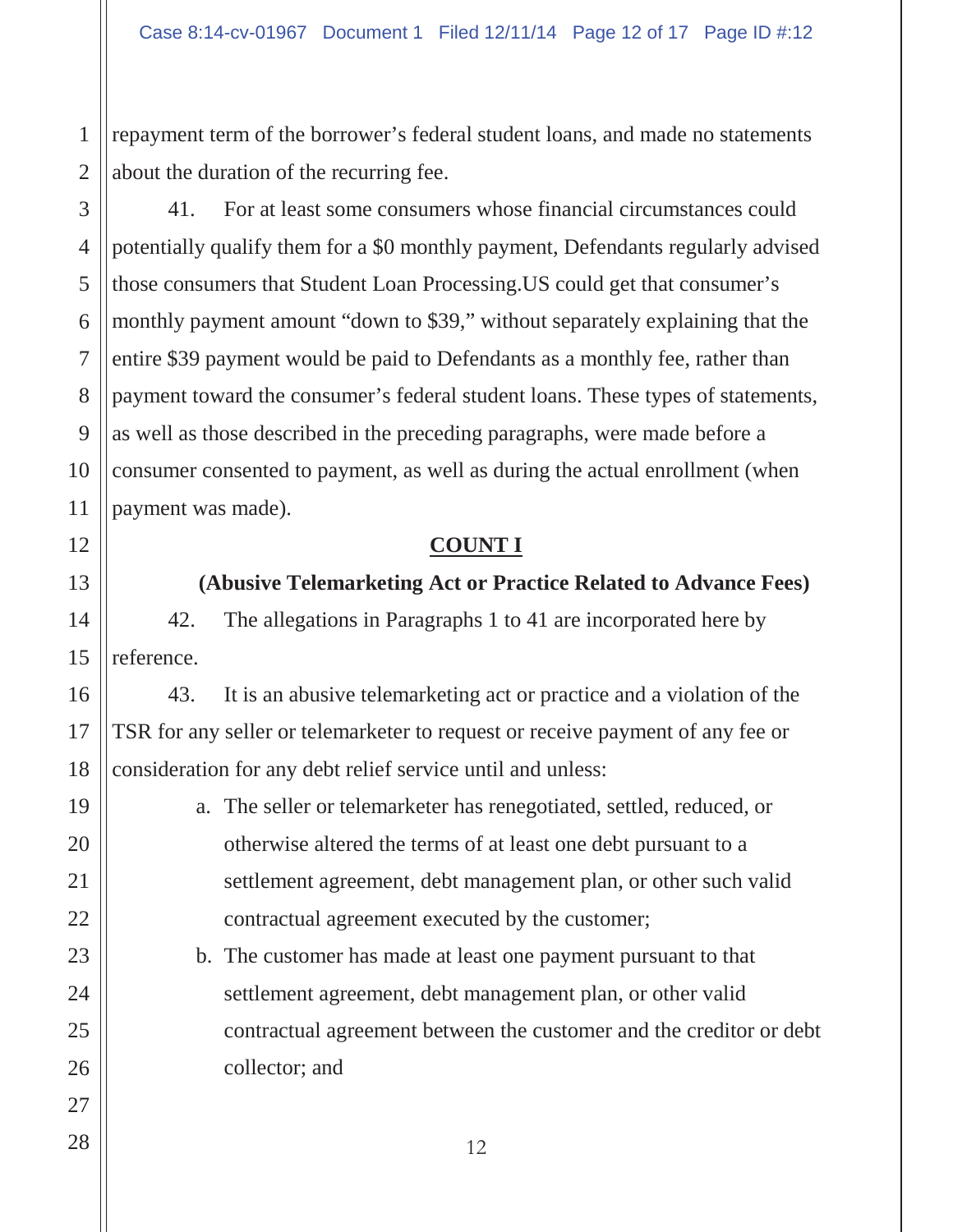repayment term of the borrower's federal student loans, and made no statements about the duration of the recurring fee.

41. For at least some consumers whose financial circumstances could potentially qualify them for a $0 monthly payment, Defendants regularly advised those consumers that Student Loan Processing.US could get that consumer's monthly payment amount "down to $39," without separately explaining that the entire $39 payment would be paid to Defendants as a monthly fee, rather than payment toward the consumer's federal student loans. These types of statements, as well as those described in the preceding paragraphs, were made before a consumer consented to payment, as well as during the actual enrollment (when payment was made).

## COUNT I

### (Abusive Telemarketing Act or Practice Related to Advance Fees)

42. The allegations in Paragraphs 1 to 41 are incorporated here by reference.

43. It is an abusive telemarketing act or practice and a violation of the TSR for any seller or telemarketer to request or receive payment of any fee or consideration for any debt relief service until and unless:

a. The seller or telemarketer has renegotiated, settled, reduced, or otherwise altered the terms of at least one debt pursuant to a settlement agreement, debt management plan, or other such valid contractual agreement executed by the customer;

b. The customer has made at least one payment pursuant to that settlement agreement, debt management plan, or other valid contractual agreement between the customer and the creditor or debt collector; and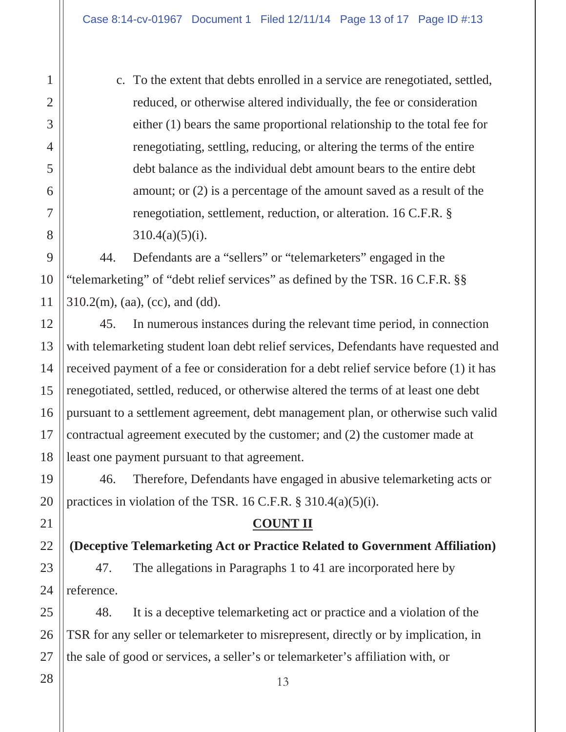c. To the extent that debts enrolled in a service are renegotiated, settled, reduced, or otherwise altered individually, the fee or consideration either (1) bears the same proportional relationship to the total fee for renegotiating, settling, reducing, or altering the terms of the entire debt balance as the individual debt amount bears to the entire debt amount; or (2) is a percentage of the amount saved as a result of the renegotiation, settlement, reduction, or alteration. 16 C.F.R. § 310.4(a)(5)(i).

44. Defendants are a "sellers" or "telemarketers" engaged in the "telemarketing" of "debt relief services" as defined by the TSR. 16 C.F.R. §§ 310.2(m), (aa), (cc), and (dd).

45. In numerous instances during the relevant time period, in connection with telemarketing student loan debt relief services, Defendants have requested and received payment of a fee or consideration for a debt relief service before (1) it has renegotiated, settled, reduced, or otherwise altered the terms of at least one debt pursuant to a settlement agreement, debt management plan, or otherwise such valid contractual agreement executed by the customer; and (2) the customer made at least one payment pursuant to that agreement.

46. Therefore, Defendants have engaged in abusive telemarketing acts or practices in violation of the TSR. 16 C.F.R. § 310.4(a)(5)(i).

## COUNT II

**(Deceptive Telemarketing Act or Practice Related to Government Affiliation)**

47. The allegations in Paragraphs 1 to 41 are incorporated here by reference.

48. It is a deceptive telemarketing act or practice and a violation of the TSR for any seller or telemarketer to misrepresent, directly or by implication, in the sale of good or services, a seller's or telemarketer's affiliation with, or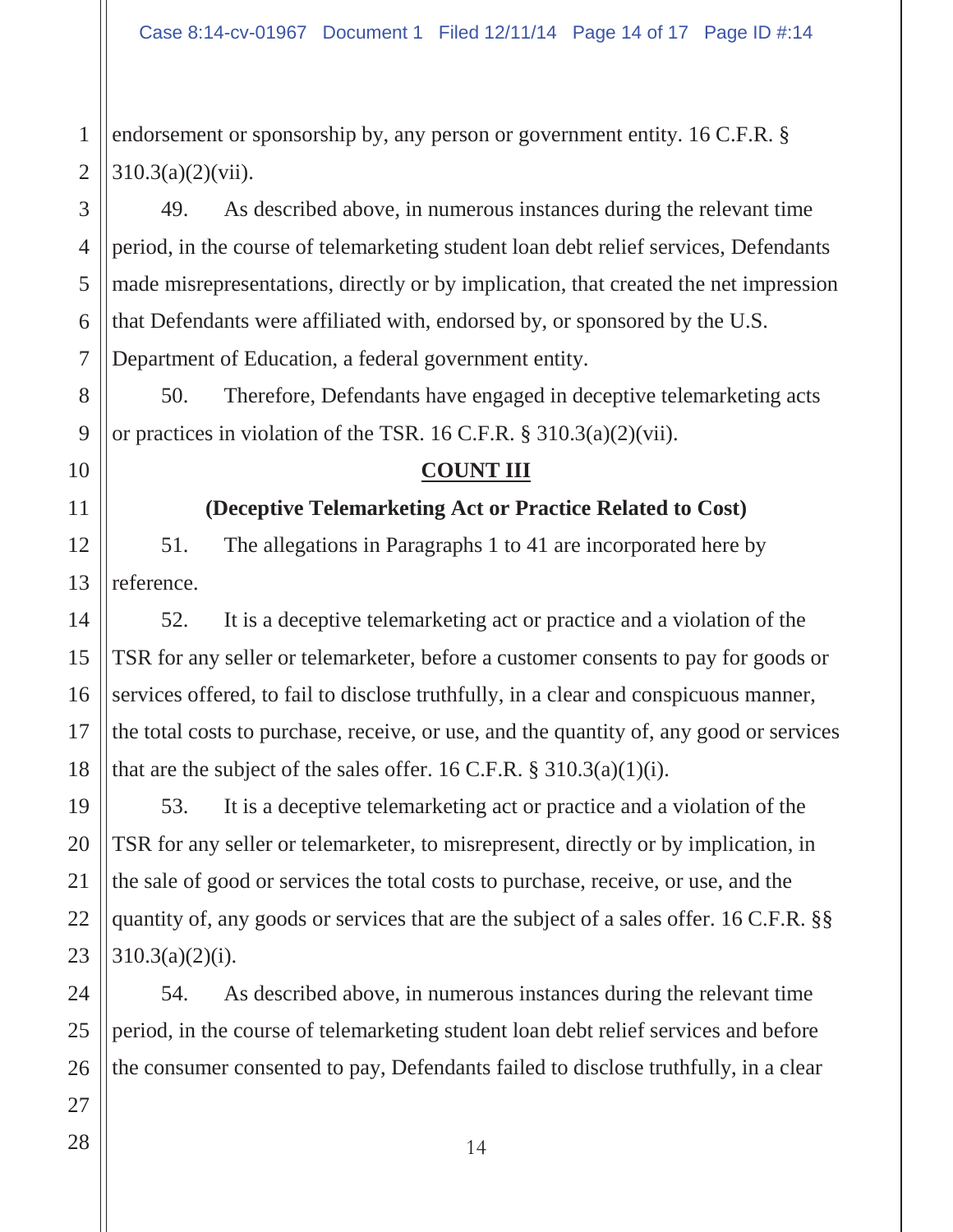endorsement or sponsorship by, any person or government entity. 16 C.F.R. § 310.3(a)(2)(vii).

49. As described above, in numerous instances during the relevant time period, in the course of telemarketing student loan debt relief services, Defendants made misrepresentations, directly or by implication, that created the net impression that Defendants were affiliated with, endorsed by, or sponsored by the U.S. Department of Education, a federal government entity.

50. Therefore, Defendants have engaged in deceptive telemarketing acts or practices in violation of the TSR. 16 C.F.R. § 310.3(a)(2)(vii).

**COUNT III**

**(Deceptive Telemarketing Act or Practice Related to Cost)**

51. The allegations in Paragraphs 1 to 41 are incorporated here by reference.

52. It is a deceptive telemarketing act or practice and a violation of the TSR for any seller or telemarketer, before a customer consents to pay for goods or services offered, to fail to disclose truthfully, in a clear and conspicuous manner, the total costs to purchase, receive, or use, and the quantity of, any good or services that are the subject of the sales offer. 16 C.F.R. § 310.3(a)(1)(i).

53. It is a deceptive telemarketing act or practice and a violation of the TSR for any seller or telemarketer, to misrepresent, directly or by implication, in the sale of good or services the total costs to purchase, receive, or use, and the quantity of, any goods or services that are the subject of a sales offer. 16 C.F.R. §§ 310.3(a)(2)(i).

54. As described above, in numerous instances during the relevant time period, in the course of telemarketing student loan debt relief services and before the consumer consented to pay, Defendants failed to disclose truthfully, in a clear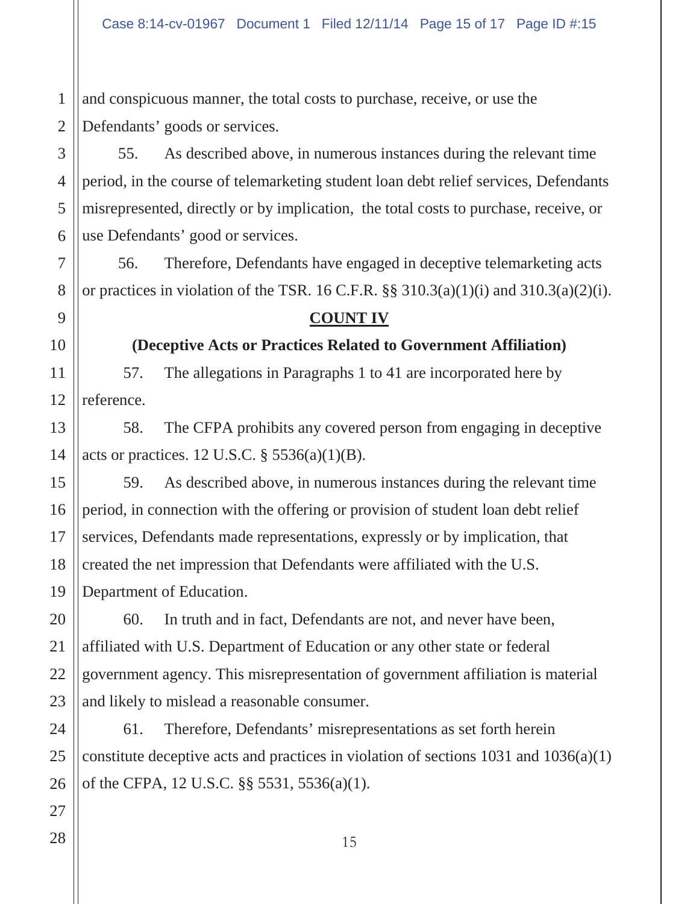and conspicuous manner, the total costs to purchase, receive, or use the Defendants' goods or services.

55. As described above, in numerous instances during the relevant time period, in the course of telemarketing student loan debt relief services, Defendants misrepresented, directly or by implication, the total costs to purchase, receive, or use Defendants' good or services.

56. Therefore, Defendants have engaged in deceptive telemarketing acts or practices in violation of the TSR. 16 C.F.R. §§ 310.3(a)(1)(i) and 310.3(a)(2)(i).

## COUNT IV

### (Deceptive Acts or Practices Related to Government Affiliation)

57. The allegations in Paragraphs 1 to 41 are incorporated here by reference.

58. The CFPA prohibits any covered person from engaging in deceptive acts or practices. 12 U.S.C. § 5536(a)(1)(B).

59. As described above, in numerous instances during the relevant time period, in connection with the offering or provision of student loan debt relief services, Defendants made representations, expressly or by implication, that created the net impression that Defendants were affiliated with the U.S. Department of Education.

60. In truth and in fact, Defendants are not, and never have been, affiliated with U.S. Department of Education or any other state or federal government agency. This misrepresentation of government affiliation is material and likely to mislead a reasonable consumer.

61. Therefore, Defendants' misrepresentations as set forth herein constitute deceptive acts and practices in violation of sections 1031 and 1036(a)(1) of the CFPA, 12 U.S.C. §§ 5531, 5536(a)(1).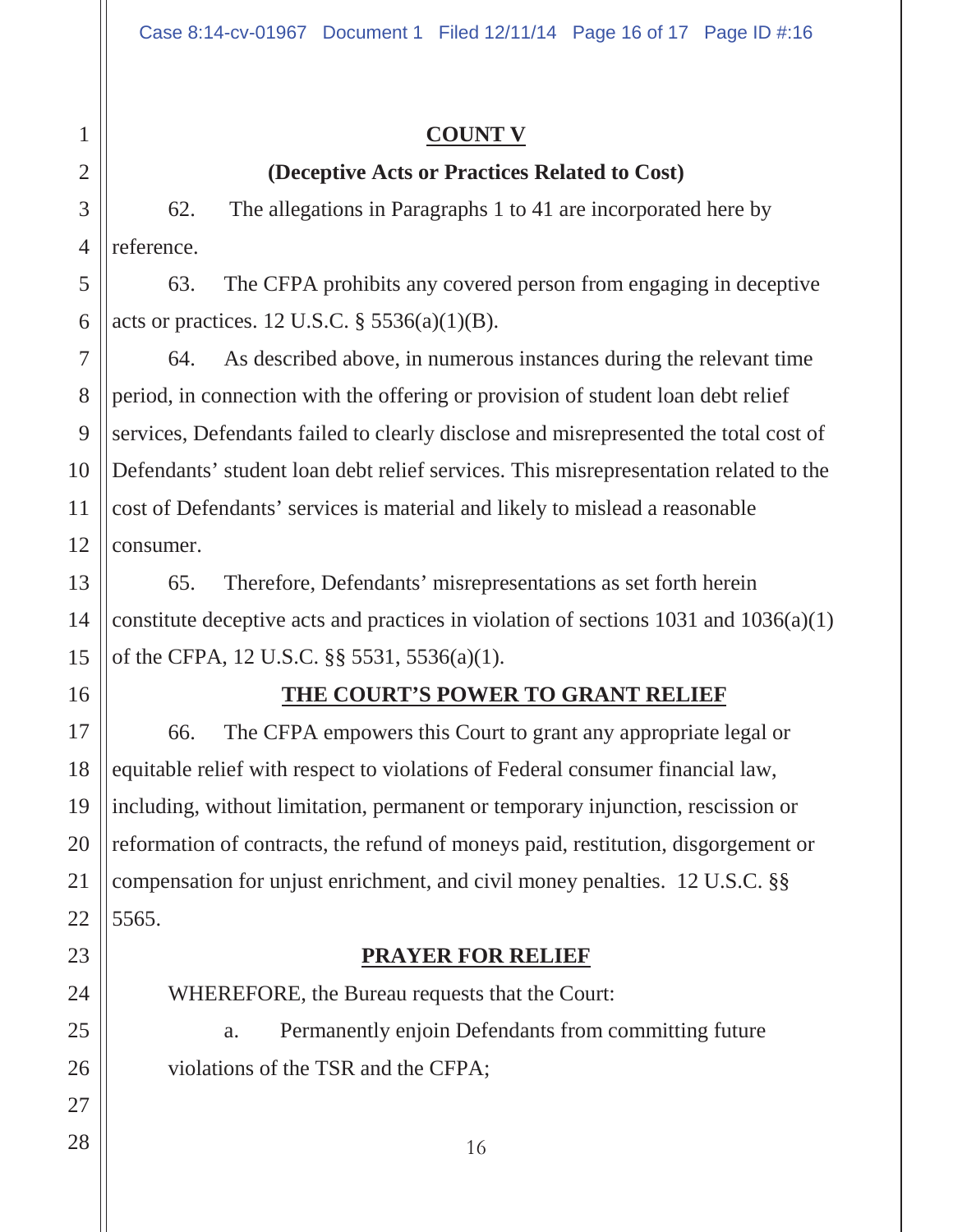## COUNT V

**(Deceptive Acts or Practices Related to Cost)**

62. The allegations in Paragraphs 1 to 41 are incorporated here by reference.

63. The CFPA prohibits any covered person from engaging in deceptive acts or practices. 12 U.S.C. § 5536(a)(1)(B).

64. As described above, in numerous instances during the relevant time period, in connection with the offering or provision of student loan debt relief services, Defendants failed to clearly disclose and misrepresented the total cost of Defendants' student loan debt relief services. This misrepresentation related to the cost of Defendants' services is material and likely to mislead a reasonable consumer.

65. Therefore, Defendants' misrepresentations as set forth herein constitute deceptive acts and practices in violation of sections 1031 and 1036(a)(1) of the CFPA, 12 U.S.C. §§ 5531, 5536(a)(1).

## THE COURT'S POWER TO GRANT RELIEF

66. The CFPA empowers this Court to grant any appropriate legal or equitable relief with respect to violations of Federal consumer financial law, including, without limitation, permanent or temporary injunction, rescission or reformation of contracts, the refund of moneys paid, restitution, disgorgement or compensation for unjust enrichment, and civil money penalties. 12 U.S.C. §§ 5565.

## PRAYER FOR RELIEF

WHEREFORE, the Bureau requests that the Court:

a. Permanently enjoin Defendants from committing future violations of the TSR and the CFPA;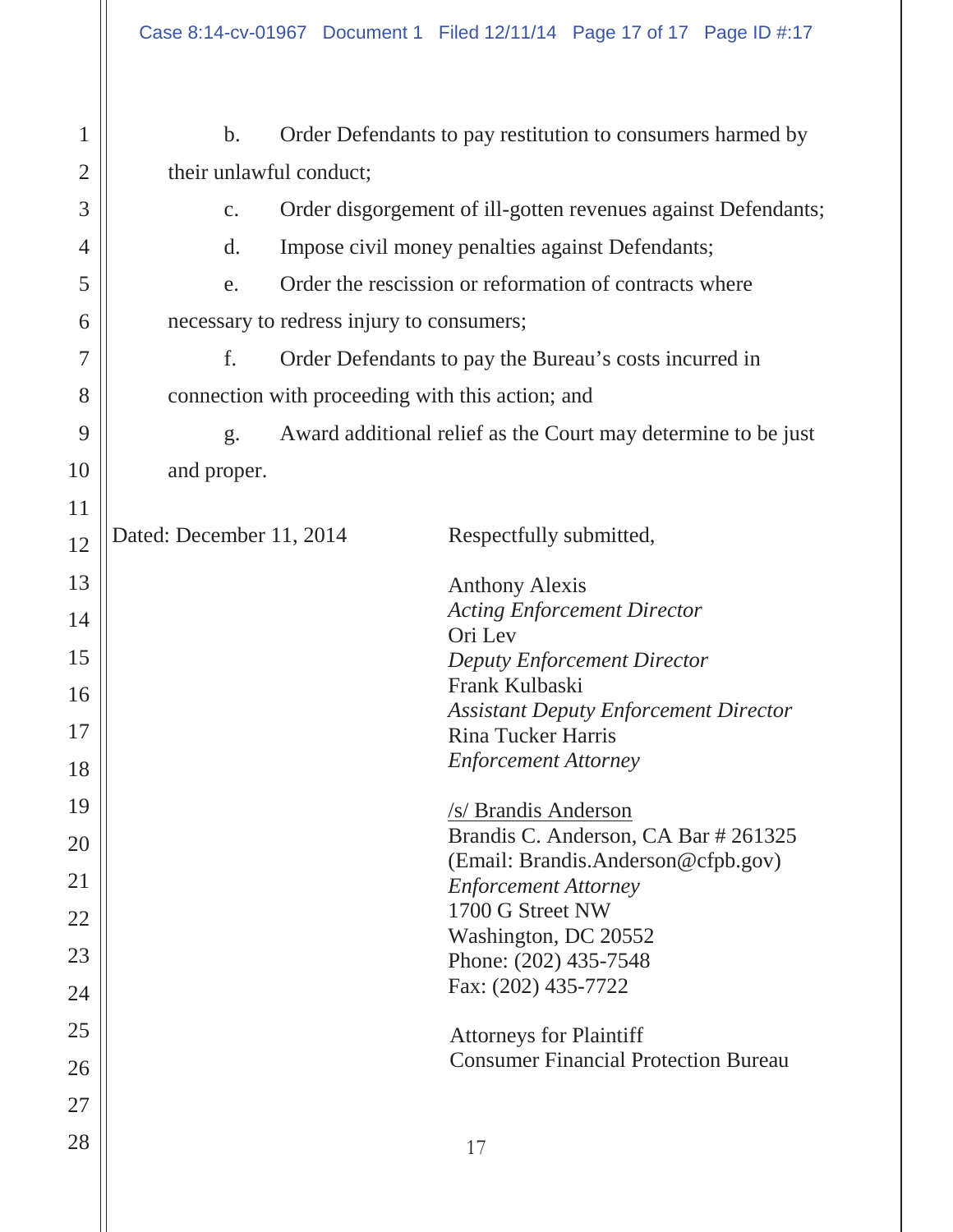b. Order Defendants to pay restitution to consumers harmed by their unlawful conduct;

c. Order disgorgement of ill-gotten revenues against Defendants;

d. Impose civil money penalties against Defendants;

e. Order the rescission or reformation of contracts where necessary to redress injury to consumers;

f. Order Defendants to pay the Bureau's costs incurred in connection with proceeding with this action; and

g. Award additional relief as the Court may determine to be just and proper.

Dated: December 11, 2014

Respectfully submitted,

Anthony Alexis
*Acting Enforcement Director*
Ori Lev
*Deputy Enforcement Director*
Frank Kulbaski
*Assistant Deputy Enforcement Director*
Rina Tucker Harris
*Enforcement Attorney*

/s/ Brandis Anderson
Brandis C. Anderson, CA Bar # 261325
(Email: Brandis.Anderson@cfpb.gov)
*Enforcement Attorney*
1700 G Street NW
Washington, DC 20552
Phone: (202) 435-7548
Fax: (202) 435-7722

Attorneys for Plaintiff
Consumer Financial Protection Bureau